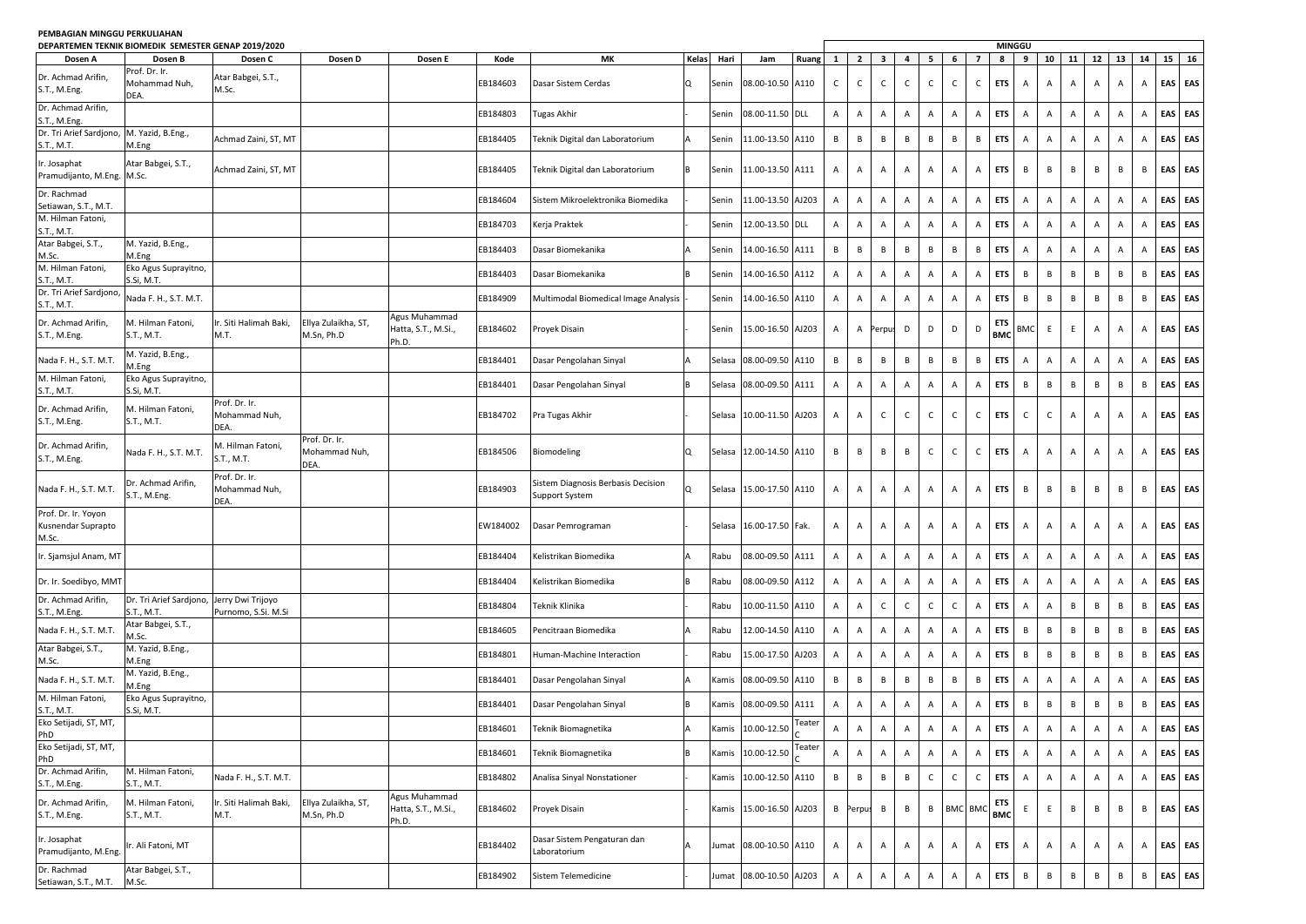**PEMBAGIAN MINGGU PERKULIAHAN**

**DEPARTEMEN TEKNIK BIOMEDIK SEMESTER GENAP 2019/2020**

| Dosen A | Dosen B | Dosen C | Dosen D | Dosen E | Kode | MK | Kelas | Hari | Jam | Ruang | MINGGU | | | | | | | | | | | | | | | |
|---|---|---|---|---|---|---|---|---|---|---|---|---|---|---|---|---|---|---|---|---|---|---|---|---|---|---|
| | | | | | | | | | | | 1 | 2 | 3 | 4 | 5 | 6 | 7 | 8 | 9 | 10 | 11 | 12 | 13 | 14 | 15 | 16 |
| Dr. Achmad Arifin, S.T., M.Eng. | Prof. Dr. Ir. Mohammad Nuh, DEA. | Atar Babgei, S.T., M.Sc. | | | EB184603 | Dasar Sistem Cerdas | Q | Senin | 08.00-10.50 | A110 | C | C | C | C | C | C | C | **ETS** | A | A | A | A | A | A | **EAS** | **EAS** |
| Dr. Achmad Arifin, S.T., M.Eng. | | | | | EB184803 | Tugas Akhir | - | Senin | 08.00-11.50 | DLL | A | A | A | A | A | A | A | **ETS** | A | A | A | A | A | A | **EAS** | **EAS** |
| Dr. Tri Arief Sardjono, S.T., M.T. | M. Yazid, B.Eng., M.Eng | Achmad Zaini, ST, MT | | | EB184405 | Teknik Digital dan Laboratorium | A | Senin | 11.00-13.50 | A110 | B | B | B | B | B | B | B | **ETS** | A | A | A | A | A | A | **EAS** | **EAS** |
| Ir. Josaphat Pramudijanto, M.Eng. | Atar Babgei, S.T., M.Sc. | Achmad Zaini, ST, MT | | | EB184405 | Teknik Digital dan Laboratorium | B | Senin | 11.00-13.50 | A111 | A | A | A | A | A | A | A | **ETS** | B | B | B | B | B | B | **EAS** | **EAS** |
| Dr. Rachmad Setiawan, S.T., M.T. | | | | | EB184604 | Sistem Mikroelektronika Biomedika | - | Senin | 11.00-13.50 | AJ203 | A | A | A | A | A | A | A | **ETS** | A | A | A | A | A | A | **EAS** | **EAS** |
| M. Hilman Fatoni, S.T., M.T. | | | | | EB184703 | Kerja Praktek | - | Senin | 12.00-13.50 | DLL | A | A | A | A | A | A | A | **ETS** | A | A | A | A | A | A | **EAS** | **EAS** |
| Atar Babgei, S.T., M.Sc. | M. Yazid, B.Eng., M.Eng | | | | EB184403 | Dasar Biomekanika | A | Senin | 14.00-16.50 | A111 | B | B | B | B | B | B | B | **ETS** | A | A | A | A | A | A | **EAS** | **EAS** |
| M. Hilman Fatoni, S.T., M.T. | Eko Agus Suprayitno, S.Si, M.T. | | | | EB184403 | Dasar Biomekanika | B | Senin | 14.00-16.50 | A112 | A | A | A | A | A | A | A | **ETS** | B | B | B | B | B | B | **EAS** | **EAS** |
| Dr. Tri Arief Sardjono, S.T., M.T. | Nada F. H., S.T. M.T. | | | | EB184909 | Multimodal Biomedical Image Analysis | - | Senin | 14.00-16.50 | A110 | A | A | A | A | A | A | A | **ETS** | B | B | B | B | B | B | **EAS** | **EAS** |
| Dr. Achmad Arifin, S.T., M.Eng. | M. Hilman Fatoni, S.T., M.T. | Ir. Siti Halimah Baki, M.T. | Ellya Zulaikha, ST, M.Sn, Ph.D | Agus Muhammad Hatta, S.T., M.Si., Ph.D. | EB184602 | Proyek Disain | - | Senin | 15.00-16.50 | AJ203 | A | A | Perpus | D | D | D | D | **ETS BMC** | BMC | E | E | A | A | A | **EAS** | **EAS** |
| Nada F. H., S.T. M.T. | M. Yazid, B.Eng., M.Eng | | | | EB184401 | Dasar Pengolahan Sinyal | A | Selasa | 08.00-09.50 | A110 | B | B | B | B | B | B | B | **ETS** | A | A | A | A | A | A | **EAS** | **EAS** |
| M. Hilman Fatoni, S.T., M.T. | Eko Agus Suprayitno, S.Si, M.T. | | | | EB184401 | Dasar Pengolahan Sinyal | B | Selasa | 08.00-09.50 | A111 | A | A | A | A | A | A | A | **ETS** | B | B | B | B | B | B | **EAS** | **EAS** |
| Dr. Achmad Arifin, S.T., M.Eng. | M. Hilman Fatoni, S.T., M.T. | Prof. Dr. Ir. Mohammad Nuh, DEA. | | | EB184702 | Pra Tugas Akhir | - | Selasa | 10.00-11.50 | AJ203 | A | A | C | C | C | C | C | **ETS** | C | C | A | A | A | A | **EAS** | **EAS** |
| Dr. Achmad Arifin, S.T., M.Eng. | Nada F. H., S.T. M.T. | M. Hilman Fatoni, S.T., M.T. | Prof. Dr. Ir. Mohammad Nuh, DEA. | | EB184506 | Biomodeling | Q | Selasa | 12.00-14.50 | A110 | B | B | B | B | C | C | C | **ETS** | A | A | A | A | A | A | **EAS** | **EAS** |
| Nada F. H., S.T. M.T. | Dr. Achmad Arifin, S.T., M.Eng. | Prof. Dr. Ir. Mohammad Nuh, DEA. | | | EB184903 | Sistem Diagnosis Berbasis Decision Support System | Q | Selasa | 15.00-17.50 | A110 | A | A | A | A | A | A | A | **ETS** | B | B | B | B | B | B | **EAS** | **EAS** |
| Prof. Dr. Ir. Yoyon Kusnendar Suprapto M.Sc. | | | | | EW184002 | Dasar Pemrograman | - | Selasa | 16.00-17.50 | Fak. | A | A | A | A | A | A | A | **ETS** | A | A | A | A | A | A | **EAS** | **EAS** |
| Ir. Sjamsjul Anam, MT | | | | | EB184404 | Kelistrikan Biomedika | A | Rabu | 08.00-09.50 | A111 | A | A | A | A | A | A | A | **ETS** | A | A | A | A | A | A | **EAS** | **EAS** |
| Dr. Ir. Soedibyo, MMT | | | | | EB184404 | Kelistrikan Biomedika | B | Rabu | 08.00-09.50 | A112 | A | A | A | A | A | A | A | **ETS** | A | A | A | A | A | A | **EAS** | **EAS** |
| Dr. Achmad Arifin, S.T., M.Eng. | Dr. Tri Arief Sardjono, S.T., M.T. | Jerry Dwi Trijoyo Purnomo, S.Si. M.Si | | | EB184804 | Teknik Klinika | - | Rabu | 10.00-11.50 | A110 | A | A | C | C | C | C | A | **ETS** | A | A | B | B | B | B | **EAS** | **EAS** |
| Nada F. H., S.T. M.T. | Atar Babgei, S.T., M.Sc. | | | | EB184605 | Pencitraan Biomedika | A | Rabu | 12.00-14.50 | A110 | A | A | A | A | A | A | A | **ETS** | B | B | B | B | B | B | **EAS** | **EAS** |
| Atar Babgei, S.T., M.Sc. | M. Yazid, B.Eng., M.Eng | | | | EB184801 | Human-Machine Interaction | - | Rabu | 15.00-17.50 | AJ203 | A | A | A | A | A | A | A | **ETS** | B | B | B | B | B | B | **EAS** | **EAS** |
| Nada F. H., S.T. M.T. | M. Yazid, B.Eng., M.Eng | | | | EB184401 | Dasar Pengolahan Sinyal | A | Kamis | 08.00-09.50 | A110 | B | B | B | B | B | B | B | **ETS** | A | A | A | A | A | A | **EAS** | **EAS** |
| M. Hilman Fatoni, S.T., M.T. | Eko Agus Suprayitno, S.Si, M.T. | | | | EB184401 | Dasar Pengolahan Sinyal | B | Kamis | 08.00-09.50 | A111 | A | A | A | A | A | A | A | **ETS** | B | B | B | B | B | B | **EAS** | **EAS** |
| Eko Setijadi, ST, MT, PhD | | | | | EB184601 | Teknik Biomagnetika | A | Kamis | 10.00-12.50 | Teater C | A | A | A | A | A | A | A | **ETS** | A | A | A | A | A | A | **EAS** | **EAS** |
| Eko Setijadi, ST, MT, PhD | | | | | EB184601 | Teknik Biomagnetika | B | Kamis | 10.00-12.50 | Teater C | A | A | A | A | A | A | A | **ETS** | A | A | A | A | A | A | **EAS** | **EAS** |
| Dr. Achmad Arifin, S.T., M.Eng. | M. Hilman Fatoni, S.T., M.T. | Nada F. H., S.T. M.T. | | | EB184802 | Analisa Sinyal Nonstationer | - | Kamis | 10.00-12.50 | A110 | B | B | B | B | C | C | C | **ETS** | A | A | A | A | A | A | **EAS** | **EAS** |
| Dr. Achmad Arifin, S.T., M.Eng. | M. Hilman Fatoni, S.T., M.T. | Ir. Siti Halimah Baki, M.T. | Ellya Zulaikha, ST, M.Sn, Ph.D | Agus Muhammad Hatta, S.T., M.Si., Ph.D. | EB184602 | Proyek Disain | - | Kamis | 15.00-16.50 | AJ203 | B | Perpus | B | B | B | BMC | BMC | **ETS BMC** | E | E | B | B | B | B | **EAS** | **EAS** |
| Ir. Josaphat Pramudijanto, M.Eng. | Ir. Ali Fatoni, MT | | | | EB184402 | Dasar Sistem Pengaturan dan Laboratorium | A | Jumat | 08.00-10.50 | A110 | A | A | A | A | A | A | A | **ETS** | A | A | A | A | A | A | **EAS** | **EAS** |
| Dr. Rachmad Setiawan, S.T., M.T. | Atar Babgei, S.T., M.Sc. | | | | EB184902 | Sistem Telemedicine | - | Jumat | 08.00-10.50 | AJ203 | A | A | A | A | A | A | A | **ETS** | B | B | B | B | B | B | **EAS** | **EAS** |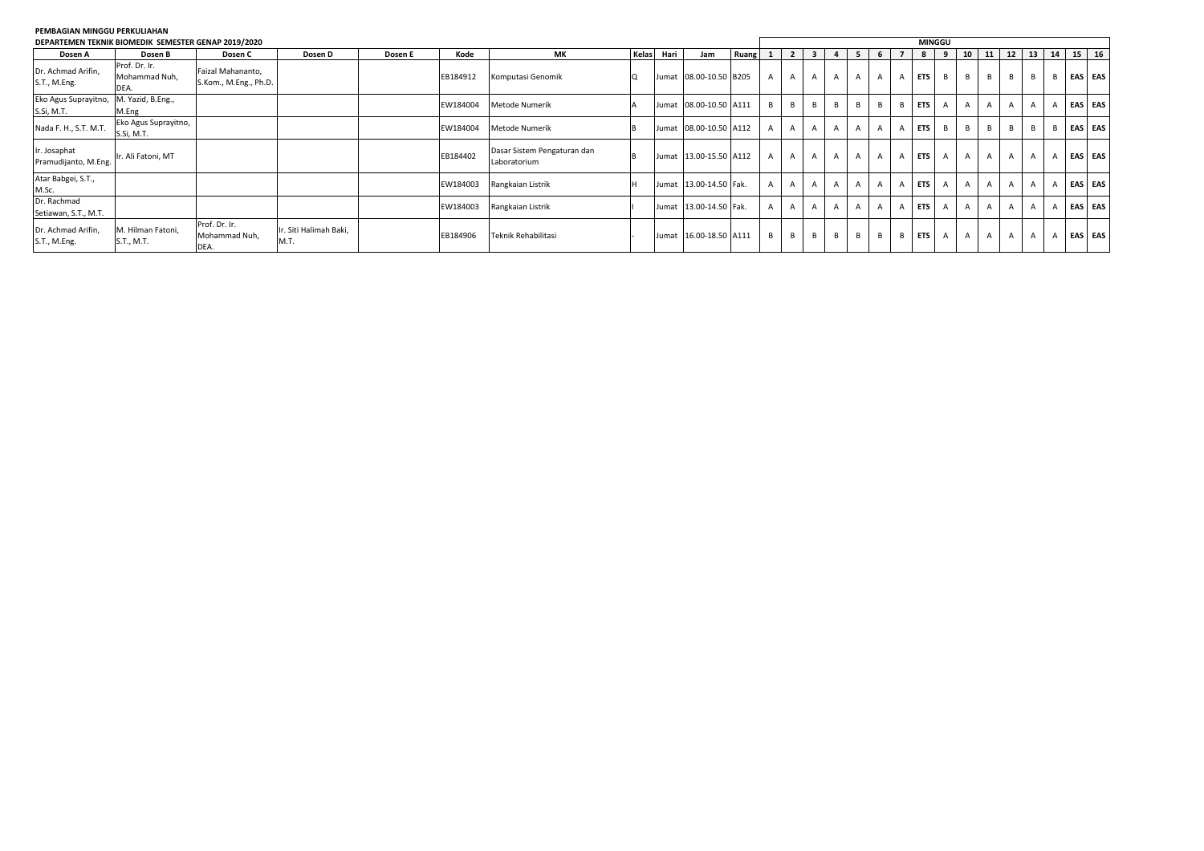**PEMBAGIAN MINGGU PERKULIAHAN**

**DEPARTEMEN TEKNIK BIOMEDIK SEMESTER GENAP 2019/2020**

| Dosen A | Dosen B | Dosen C | Dosen D | Dosen E | Kode | MK | Kelas | Hari | Jam | Ruang | MINGGU | | | | | | | | | | | | | | | |
|---|---|---|---|---|---|---|---|---|---|---|---|---|---|---|---|---|---|---|---|---|---|---|---|---|---|---|
| | | | | | | | | | | | 1 | 2 | 3 | 4 | 5 | 6 | 7 | 8 | 9 | 10 | 11 | 12 | 13 | 14 | 15 | 16 |
| Dr. Achmad Arifin, S.T., M.Eng. | Prof. Dr. Ir. Mohammad Nuh, DEA. | Faizal Mahananto, S.Kom., M.Eng., Ph.D. | | | EB184912 | Komputasi Genomik | Q | Jumat | 08.00-10.50 | B205 | A | A | A | A | A | A | A | ETS | B | B | B | B | B | B | EAS | EAS |
| Eko Agus Suprayitno, S.Si, M.T. | M. Yazid, B.Eng., M.Eng | | | | EW184004 | Metode Numerik | A | Jumat | 08.00-10.50 | A111 | B | B | B | B | B | B | B | ETS | A | A | A | A | A | A | EAS | EAS |
| Nada F. H., S.T. M.T. | Eko Agus Suprayitno, S.Si, M.T. | | | | EW184004 | Metode Numerik | B | Jumat | 08.00-10.50 | A112 | A | A | A | A | A | A | A | ETS | B | B | B | B | B | B | EAS | EAS |
| Ir. Josaphat Pramudijanto, M.Eng. | Ir. Ali Fatoni, MT | | | | EB184402 | Dasar Sistem Pengaturan dan Laboratorium | B | Jumat | 13.00-15.50 | A112 | A | A | A | A | A | A | A | ETS | A | A | A | A | A | A | EAS | EAS |
| Atar Babgei, S.T., M.Sc. | | | | | EW184003 | Rangkaian Listrik | H | Jumat | 13.00-14.50 | Fak. | A | A | A | A | A | A | A | ETS | A | A | A | A | A | A | EAS | EAS |
| Dr. Rachmad Setiawan, S.T., M.T. | | | | | EW184003 | Rangkaian Listrik | I | Jumat | 13.00-14.50 | Fak. | A | A | A | A | A | A | A | ETS | A | A | A | A | A | A | EAS | EAS |
| Dr. Achmad Arifin, S.T., M.Eng. | M. Hilman Fatoni, S.T., M.T. | Prof. Dr. Ir. Mohammad Nuh, DEA. | Ir. Siti Halimah Baki, M.T. | | EB184906 | Teknik Rehabilitasi | - | Jumat | 16.00-18.50 | A111 | B | B | B | B | B | B | B | ETS | A | A | A | A | A | A | EAS | EAS |